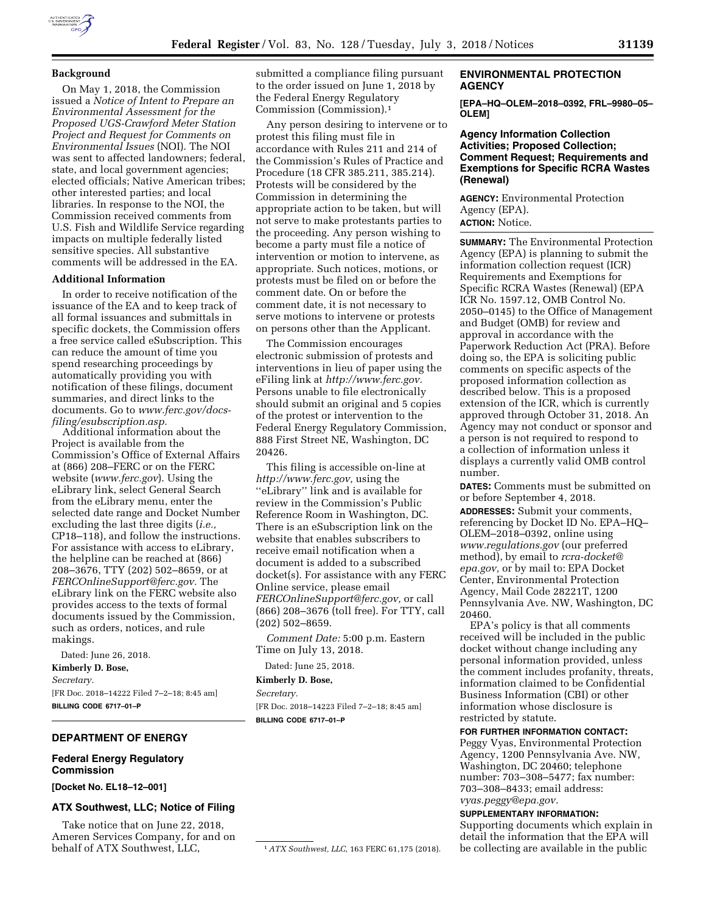## Background

On May 1, 2018, the Commission issued a *Notice of Intent to Prepare an Environmental Assessment for the Proposed UGS-Crawford Meter Station Project and Request for Comments on Environmental Issues* (NOI). The NOI was sent to affected landowners; federal, state, and local government agencies; elected officials; Native American tribes; other interested parties; and local libraries. In response to the NOI, the Commission received comments from U.S. Fish and Wildlife Service regarding impacts on multiple federally listed sensitive species. All substantive comments will be addressed in the EA.

## Additional Information

In order to receive notification of the issuance of the EA and to keep track of all formal issuances and submittals in specific dockets, the Commission offers a free service called eSubscription. This can reduce the amount of time you spend researching proceedings by automatically providing you with notification of these filings, document summaries, and direct links to the documents. Go to *www.ferc.gov/docs-filing/esubscription.asp.*

Additional information about the Project is available from the Commission's Office of External Affairs at (866) 208–FERC or on the FERC website (*www.ferc.gov*). Using the eLibrary link, select General Search from the eLibrary menu, enter the selected date range and Docket Number excluding the last three digits (*i.e.,* CP18–118), and follow the instructions. For assistance with access to eLibrary, the helpline can be reached at (866) 208–3676, TTY (202) 502–8659, or at *FERCOnlineSupport@ferc.gov.* The eLibrary link on the FERC website also provides access to the texts of formal documents issued by the Commission, such as orders, notices, and rule makings.

Dated: June 26, 2018.

**Kimberly D. Bose,**

*Secretary.*

[FR Doc. 2018–14222 Filed 7–2–18; 8:45 am]

**BILLING CODE 6717–01–P**

---

# DEPARTMENT OF ENERGY

## Federal Energy Regulatory Commission

**[Docket No. EL18–12–001]**

## ATX Southwest, LLC; Notice of Filing

Take notice that on June 22, 2018, Ameren Services Company, for and on behalf of ATX Southwest, LLC, submitted a compliance filing pursuant to the order issued on June 1, 2018 by the Federal Energy Regulatory Commission (Commission).[1]

Any person desiring to intervene or to protest this filing must file in accordance with Rules 211 and 214 of the Commission's Rules of Practice and Procedure (18 CFR 385.211, 385.214). Protests will be considered by the Commission in determining the appropriate action to be taken, but will not serve to make protestants parties to the proceeding. Any person wishing to become a party must file a notice of intervention or motion to intervene, as appropriate. Such notices, motions, or protests must be filed on or before the comment date. On or before the comment date, it is not necessary to serve motions to intervene or protests on persons other than the Applicant.

The Commission encourages electronic submission of protests and interventions in lieu of paper using the eFiling link at *http://www.ferc.gov.* Persons unable to file electronically should submit an original and 5 copies of the protest or intervention to the Federal Energy Regulatory Commission, 888 First Street NE, Washington, DC 20426.

This filing is accessible on-line at *http://www.ferc.gov,* using the ''eLibrary'' link and is available for review in the Commission's Public Reference Room in Washington, DC. There is an eSubscription link on the website that enables subscribers to receive email notification when a document is added to a subscribed docket(s). For assistance with any FERC Online service, please email *FERCOnlineSupport@ferc.gov,* or call (866) 208–3676 (toll free). For TTY, call (202) 502–8659.

*Comment Date:* 5:00 p.m. Eastern Time on July 13, 2018.

Dated: June 25, 2018.

**Kimberly D. Bose,**

*Secretary.*

[FR Doc. 2018–14223 Filed 7–2–18; 8:45 am]

**BILLING CODE 6717–01–P**

[1] *ATX Southwest, LLC,* 163 FERC 61,175 (2018).

---

# ENVIRONMENTAL PROTECTION AGENCY

**[EPA–HQ–OLEM–2018–0392, FRL–9980–05–OLEM]**

## Agency Information Collection Activities; Proposed Collection; Comment Request; Requirements and Exemptions for Specific RCRA Wastes (Renewal)

**AGENCY:** Environmental Protection Agency (EPA).

**ACTION:** Notice.

**SUMMARY:** The Environmental Protection Agency (EPA) is planning to submit the information collection request (ICR) Requirements and Exemptions for Specific RCRA Wastes (Renewal) (EPA ICR No. 1597.12, OMB Control No. 2050–0145) to the Office of Management and Budget (OMB) for review and approval in accordance with the Paperwork Reduction Act (PRA). Before doing so, the EPA is soliciting public comments on specific aspects of the proposed information collection as described below. This is a proposed extension of the ICR, which is currently approved through October 31, 2018. An Agency may not conduct or sponsor and a person is not required to respond to a collection of information unless it displays a currently valid OMB control number.

**DATES:** Comments must be submitted on or before September 4, 2018.

**ADDRESSES:** Submit your comments, referencing by Docket ID No. EPA–HQ–OLEM–2018–0392, online using *www.regulations.gov* (our preferred method), by email to *rcra-docket@epa.gov,* or by mail to: EPA Docket Center, Environmental Protection Agency, Mail Code 28221T, 1200 Pennsylvania Ave. NW, Washington, DC 20460.

EPA's policy is that all comments received will be included in the public docket without change including any personal information provided, unless the comment includes profanity, threats, information claimed to be Confidential Business Information (CBI) or other information whose disclosure is restricted by statute.

**FOR FURTHER INFORMATION CONTACT:** Peggy Vyas, Environmental Protection Agency, 1200 Pennsylvania Ave. NW, Washington, DC 20460; telephone number: 703–308–5477; fax number: 703–308–8433; email address: *vyas.peggy@epa.gov.*

**SUPPLEMENTARY INFORMATION:** Supporting documents which explain in detail the information that the EPA will be collecting are available in the public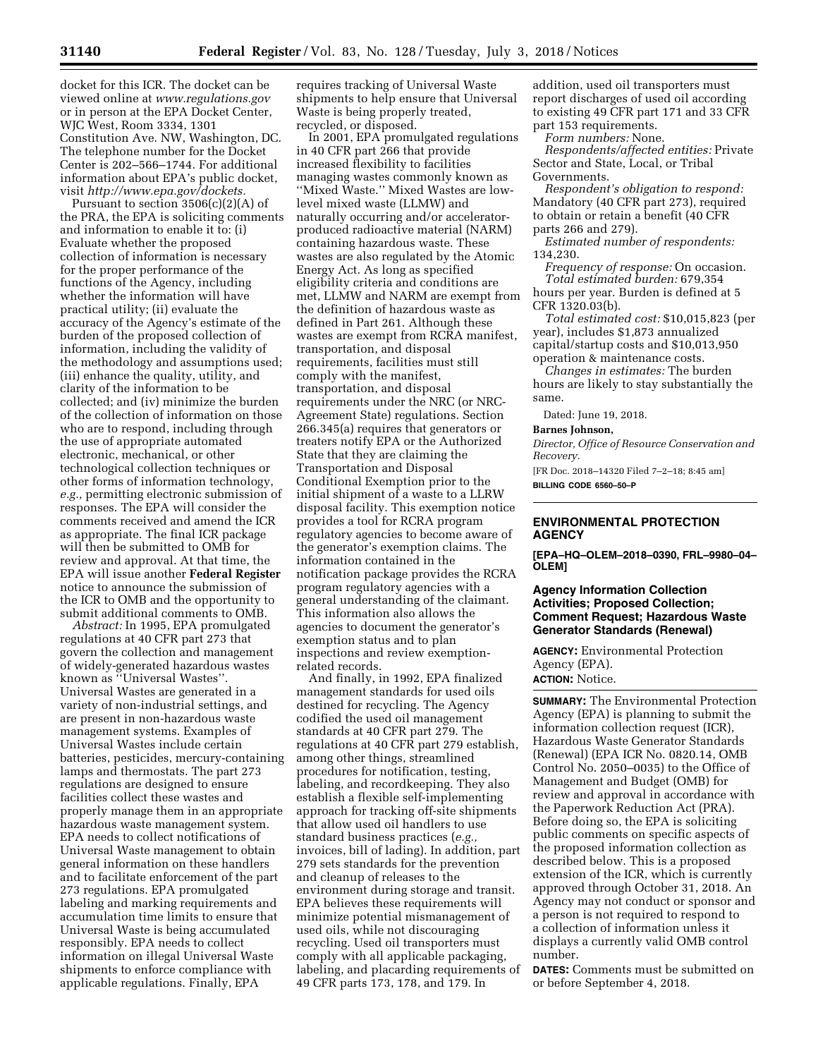docket for this ICR. The docket can be viewed online at *www.regulations.gov* or in person at the EPA Docket Center, WJC West, Room 3334, 1301 Constitution Ave. NW, Washington, DC. The telephone number for the Docket Center is 202–566–1744. For additional information about EPA's public docket, visit *http://www.epa.gov/dockets.*

Pursuant to section 3506(c)(2)(A) of the PRA, the EPA is soliciting comments and information to enable it to: (i) Evaluate whether the proposed collection of information is necessary for the proper performance of the functions of the Agency, including whether the information will have practical utility; (ii) evaluate the accuracy of the Agency's estimate of the burden of the proposed collection of information, including the validity of the methodology and assumptions used; (iii) enhance the quality, utility, and clarity of the information to be collected; and (iv) minimize the burden of the collection of information on those who are to respond, including through the use of appropriate automated electronic, mechanical, or other technological collection techniques or other forms of information technology, *e.g.,* permitting electronic submission of responses. The EPA will consider the comments received and amend the ICR as appropriate. The final ICR package will then be submitted to OMB for review and approval. At that time, the EPA will issue another **Federal Register** notice to announce the submission of the ICR to OMB and the opportunity to submit additional comments to OMB.

*Abstract:* In 1995, EPA promulgated regulations at 40 CFR part 273 that govern the collection and management of widely-generated hazardous wastes known as ''Universal Wastes''. Universal Wastes are generated in a variety of non-industrial settings, and are present in non-hazardous waste management systems. Examples of Universal Wastes include certain batteries, pesticides, mercury-containing lamps and thermostats. The part 273 regulations are designed to ensure facilities collect these wastes and properly manage them in an appropriate hazardous waste management system. EPA needs to collect notifications of Universal Waste management to obtain general information on these handlers and to facilitate enforcement of the part 273 regulations. EPA promulgated labeling and marking requirements and accumulation time limits to ensure that Universal Waste is being accumulated responsibly. EPA needs to collect information on illegal Universal Waste shipments to enforce compliance with applicable regulations. Finally, EPA requires tracking of Universal Waste shipments to help ensure that Universal Waste is being properly treated, recycled, or disposed.

In 2001, EPA promulgated regulations in 40 CFR part 266 that provide increased flexibility to facilities managing wastes commonly known as ''Mixed Waste.'' Mixed Wastes are low-level mixed waste (LLMW) and naturally occurring and/or accelerator-produced radioactive material (NARM) containing hazardous waste. These wastes are also regulated by the Atomic Energy Act. As long as specified eligibility criteria and conditions are met, LLMW and NARM are exempt from the definition of hazardous waste as defined in Part 261. Although these wastes are exempt from RCRA manifest, transportation, and disposal requirements, facilities must still comply with the manifest, transportation, and disposal requirements under the NRC (or NRC-Agreement State) regulations. Section 266.345(a) requires that generators or treaters notify EPA or the Authorized State that they are claiming the Transportation and Disposal Conditional Exemption prior to the initial shipment of a waste to a LLRW disposal facility. This exemption notice provides a tool for RCRA program regulatory agencies to become aware of the generator's exemption claims. The information contained in the notification package provides the RCRA program regulatory agencies with a general understanding of the claimant. This information also allows the agencies to document the generator's exemption status and to plan inspections and review exemption-related records.

And finally, in 1992, EPA finalized management standards for used oils destined for recycling. The Agency codified the used oil management standards at 40 CFR part 279. The regulations at 40 CFR part 279 establish, among other things, streamlined procedures for notification, testing, labeling, and recordkeeping. They also establish a flexible self-implementing approach for tracking off-site shipments that allow used oil handlers to use standard business practices (*e.g.,* invoices, bill of lading). In addition, part 279 sets standards for the prevention and cleanup of releases to the environment during storage and transit. EPA believes these requirements will minimize potential mismanagement of used oils, while not discouraging recycling. Used oil transporters must comply with all applicable packaging, labeling, and placarding requirements of 49 CFR parts 173, 178, and 179. In addition, used oil transporters must report discharges of used oil according to existing 49 CFR part 171 and 33 CFR part 153 requirements.

*Form numbers:* None.

*Respondents/affected entities:* Private Sector and State, Local, or Tribal Governments.

*Respondent's obligation to respond:* Mandatory (40 CFR part 273), required to obtain or retain a benefit (40 CFR parts 266 and 279).

*Estimated number of respondents:* 134,230.

*Frequency of response:* On occasion.

*Total estimated burden:* 679,354 hours per year. Burden is defined at 5 CFR 1320.03(b).

*Total estimated cost:* $10,015,823 (per year), includes $1,873 annualized capital/startup costs and $10,013,950 operation & maintenance costs.

*Changes in estimates:* The burden hours are likely to stay substantially the same.

Dated: June 19, 2018.

**Barnes Johnson,**

*Director, Office of Resource Conservation and Recovery.*

[FR Doc. 2018–14320 Filed 7–2–18; 8:45 am]

**BILLING CODE 6560–50–P**

---

## ENVIRONMENTAL PROTECTION AGENCY

**[EPA–HQ–OLEM–2018–0390, FRL–9980–04–OLEM]**

### Agency Information Collection Activities; Proposed Collection; Comment Request; Hazardous Waste Generator Standards (Renewal)

**AGENCY:** Environmental Protection Agency (EPA).

**ACTION:** Notice.

**SUMMARY:** The Environmental Protection Agency (EPA) is planning to submit the information collection request (ICR), Hazardous Waste Generator Standards (Renewal) (EPA ICR No. 0820.14, OMB Control No. 2050–0035) to the Office of Management and Budget (OMB) for review and approval in accordance with the Paperwork Reduction Act (PRA). Before doing so, the EPA is soliciting public comments on specific aspects of the proposed information collection as described below. This is a proposed extension of the ICR, which is currently approved through October 31, 2018. An Agency may not conduct or sponsor and a person is not required to respond to a collection of information unless it displays a currently valid OMB control number.

**DATES:** Comments must be submitted on or before September 4, 2018.